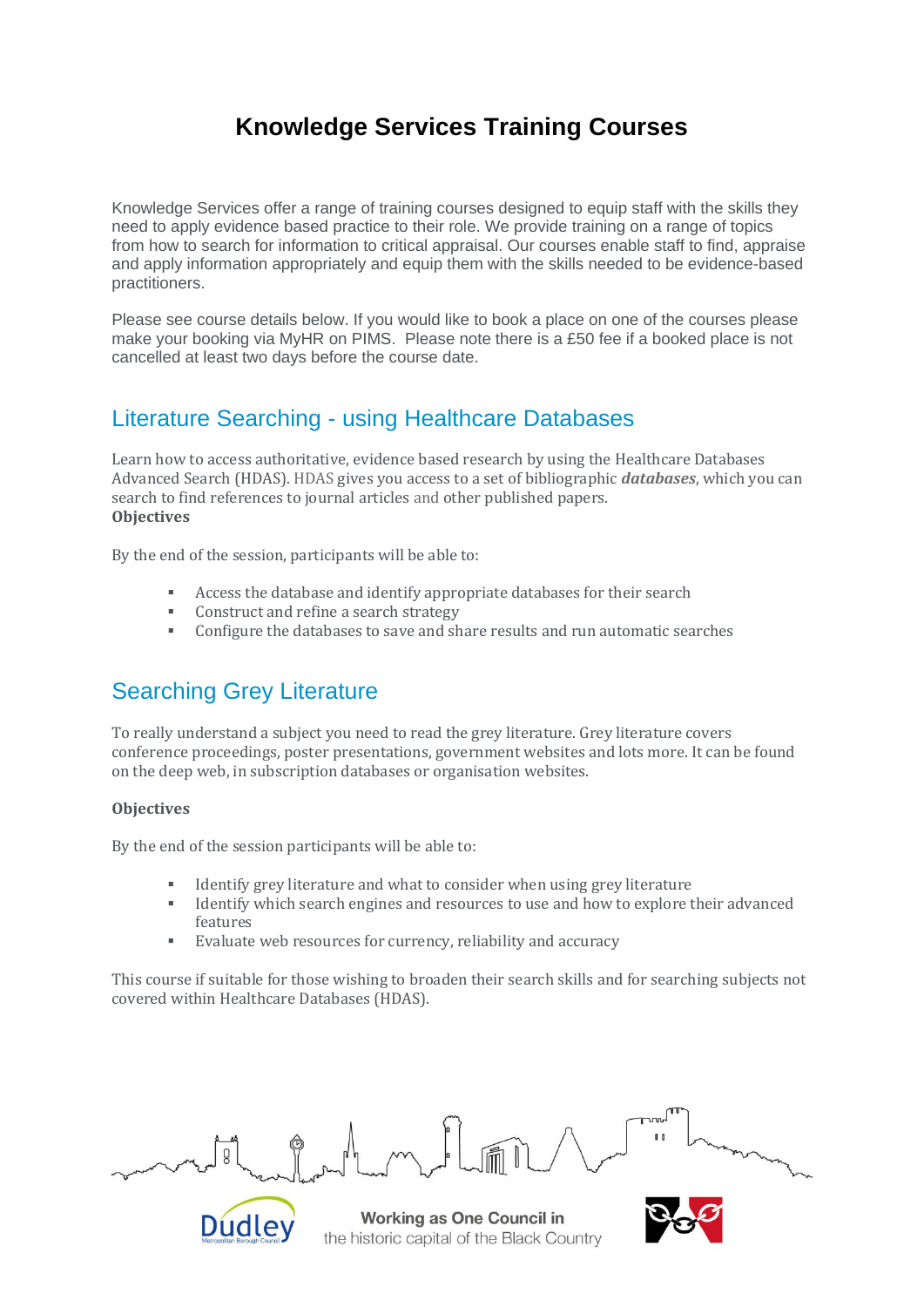# Knowledge Services Training Courses

Knowledge Services offer a range of training courses designed to equip staff with the skills they need to apply evidence based practice to their role. We provide training on a range of topics from how to search for information to critical appraisal. Our courses enable staff to find, appraise and apply information appropriately and equip them with the skills needed to be evidence-based practitioners.

Please see course details below. If you would like to book a place on one of the courses please make your booking via MyHR on PIMS. Please note there is a £50 fee if a booked place is not cancelled at least two days before the course date.

## Literature Searching - using Healthcare Databases

Learn how to access authoritative, evidence based research by using the Healthcare Databases Advanced Search (HDAS). HDAS gives you access to a set of bibliographic ***databases***, which you can search to find references to journal articles and other published papers.

**Objectives**

By the end of the session, participants will be able to:

- Access the database and identify appropriate databases for their search
- Construct and refine a search strategy
- Configure the databases to save and share results and run automatic searches

## Searching Grey Literature

To really understand a subject you need to read the grey literature. Grey literature covers conference proceedings, poster presentations, government websites and lots more. It can be found on the deep web, in subscription databases or organisation websites.

**Objectives**

By the end of the session participants will be able to:

- Identify grey literature and what to consider when using grey literature
- Identify which search engines and resources to use and how to explore their advanced features
- Evaluate web resources for currency, reliability and accuracy

This course if suitable for those wishing to broaden their search skills and for searching subjects not covered within Healthcare Databases (HDAS).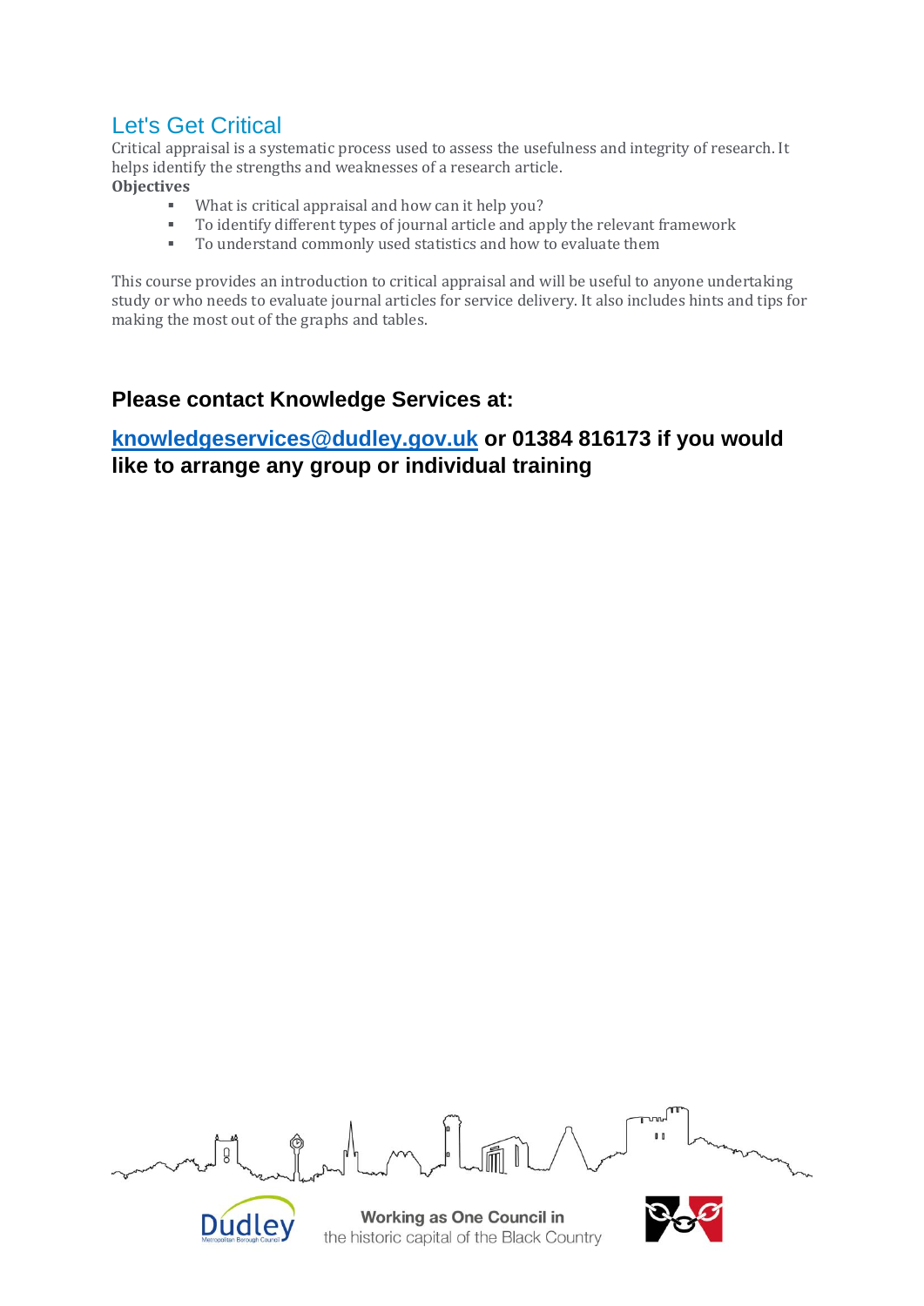## Let's Get Critical

Critical appraisal is a systematic process used to assess the usefulness and integrity of research. It helps identify the strengths and weaknesses of a research article.

**Objectives**

- What is critical appraisal and how can it help you?
- To identify different types of journal article and apply the relevant framework
- To understand commonly used statistics and how to evaluate them

This course provides an introduction to critical appraisal and will be useful to anyone undertaking study or who needs to evaluate journal articles for service delivery. It also includes hints and tips for making the most out of the graphs and tables.

**Please contact Knowledge Services at:**

**knowledgeservices@dudley.gov.uk or 01384 816173 if you would like to arrange any group or individual training**

Working as One Council in
the historic capital of the Black Country